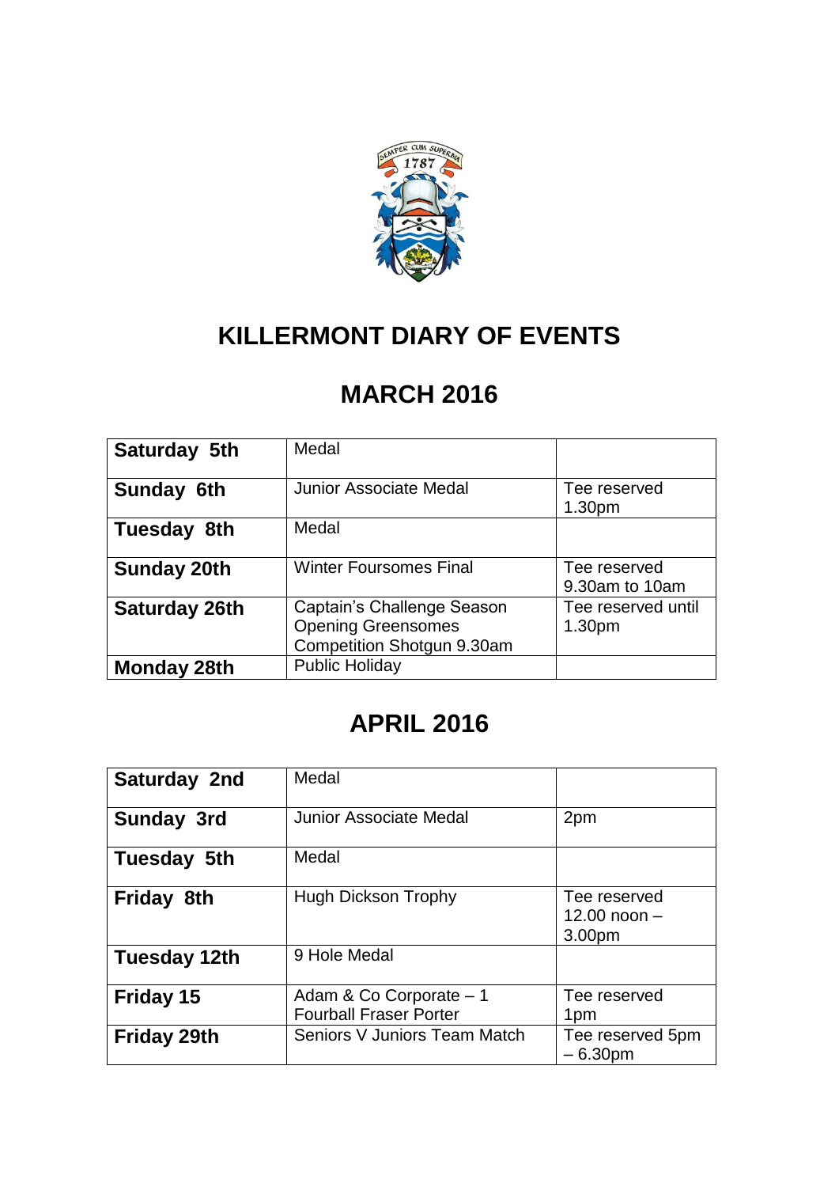# KILLERMONT DIARY OF EVENTS

## MARCH 2016

| | | |
|---|---|---|
| **Saturday 5th** | Medal | |
| **Sunday 6th** | Junior Associate Medal | Tee reserved 1.30pm |
| **Tuesday 8th** | Medal | |
| **Sunday 20th** | Winter Foursomes Final | Tee reserved 9.30am to 10am |
| **Saturday 26th** | Captain's Challenge Season Opening Greensomes Competition Shotgun 9.30am | Tee reserved until 1.30pm |
| **Monday 28th** | Public Holiday | |

## APRIL 2016

| | | |
|---|---|---|
| **Saturday 2nd** | Medal | |
| **Sunday 3rd** | Junior Associate Medal | 2pm |
| **Tuesday 5th** | Medal | |
| **Friday 8th** | Hugh Dickson Trophy | Tee reserved 12.00 noon – 3.00pm |
| **Tuesday 12th** | 9 Hole Medal | |
| **Friday 15** | Adam & Co Corporate – 1 Fourball Fraser Porter | Tee reserved 1pm |
| **Friday 29th** | Seniors V Juniors Team Match | Tee reserved 5pm – 6.30pm |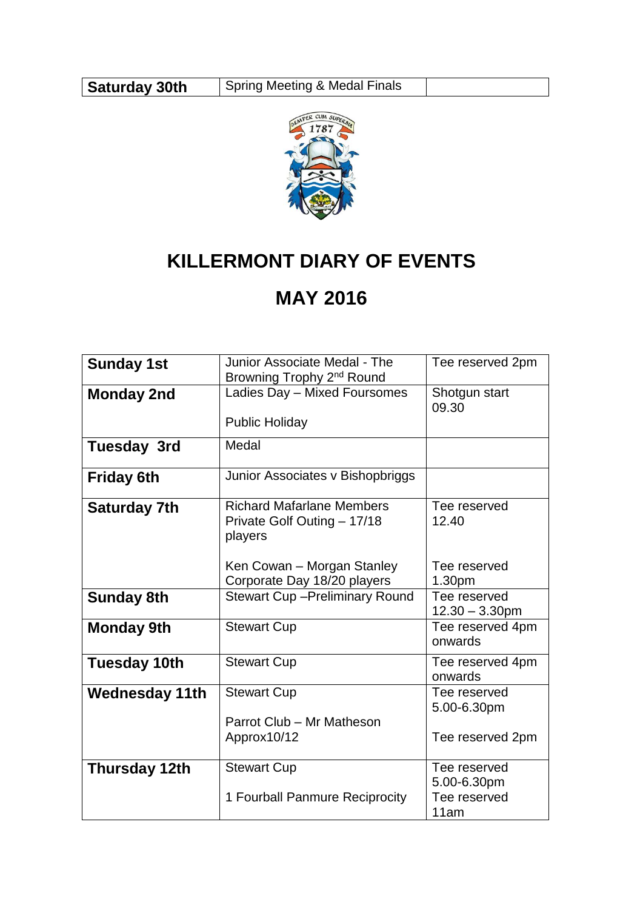| Saturday 30th | Spring Meeting & Medal Finals | |
|---|---|---|

# KILLERMONT DIARY OF EVENTS

# MAY 2016

| Sunday 1st | Junior Associate Medal - The Browning Trophy 2nd Round | Tee reserved 2pm |
|---|---|---|
| **Monday 2nd** | Ladies Day – Mixed Foursomes<br><br>Public Holiday | Shotgun start 09.30 |
| **Tuesday 3rd** | Medal | |
| **Friday 6th** | Junior Associates v Bishopbriggs | |
| **Saturday 7th** | Richard Mafarlane Members Private Golf Outing – 17/18 players<br><br>Ken Cowan – Morgan Stanley Corporate Day 18/20 players | Tee reserved 12.40<br><br>Tee reserved 1.30pm |
| **Sunday 8th** | Stewart Cup –Preliminary Round | Tee reserved 12.30 – 3.30pm |
| **Monday 9th** | Stewart Cup | Tee reserved 4pm onwards |
| **Tuesday 10th** | Stewart Cup | Tee reserved 4pm onwards |
| **Wednesday 11th** | Stewart Cup<br><br>Parrot Club – Mr Matheson Approx10/12 | Tee reserved 5.00-6.30pm<br><br>Tee reserved 2pm |
| **Thursday 12th** | Stewart Cup<br><br>1 Fourball Panmure Reciprocity | Tee reserved 5.00-6.30pm<br>Tee reserved 11am |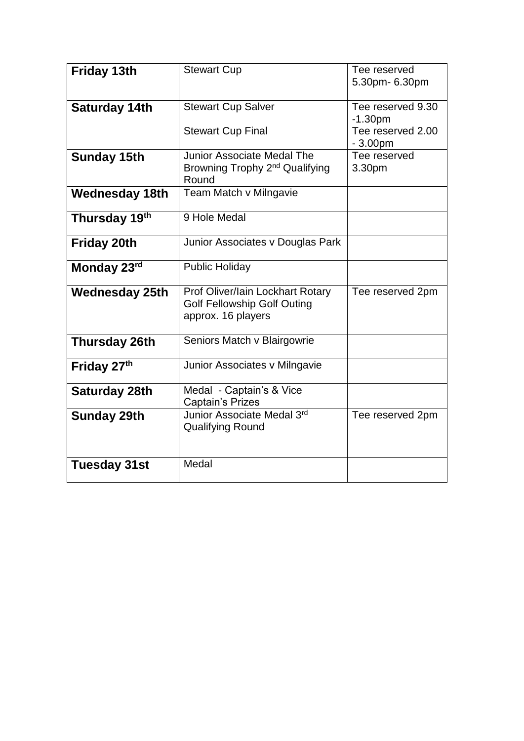| | | |
|---|---|---|
| **Friday 13th** | Stewart Cup | Tee reserved 5.30pm- 6.30pm |
| **Saturday 14th** | Stewart Cup Salver<br><br>Stewart Cup Final | Tee reserved 9.30 -1.30pm<br>Tee reserved 2.00 - 3.00pm |
| **Sunday 15th** | Junior Associate Medal The Browning Trophy 2nd Qualifying Round | Tee reserved 3.30pm |
| **Wednesday 18th** | Team Match v Milngavie | |
| **Thursday 19th** | 9 Hole Medal | |
| **Friday 20th** | Junior Associates v Douglas Park | |
| **Monday 23rd** | Public Holiday | |
| **Wednesday 25th** | Prof Oliver/Iain Lockhart Rotary Golf Fellowship Golf Outing approx. 16 players | Tee reserved 2pm |
| **Thursday 26th** | Seniors Match v Blairgowrie | |
| **Friday 27th** | Junior Associates v Milngavie | |
| **Saturday 28th** | Medal - Captain's & Vice Captain's Prizes | |
| **Sunday 29th** | Junior Associate Medal 3rd Qualifying Round | Tee reserved 2pm |
| **Tuesday 31st** | Medal | |